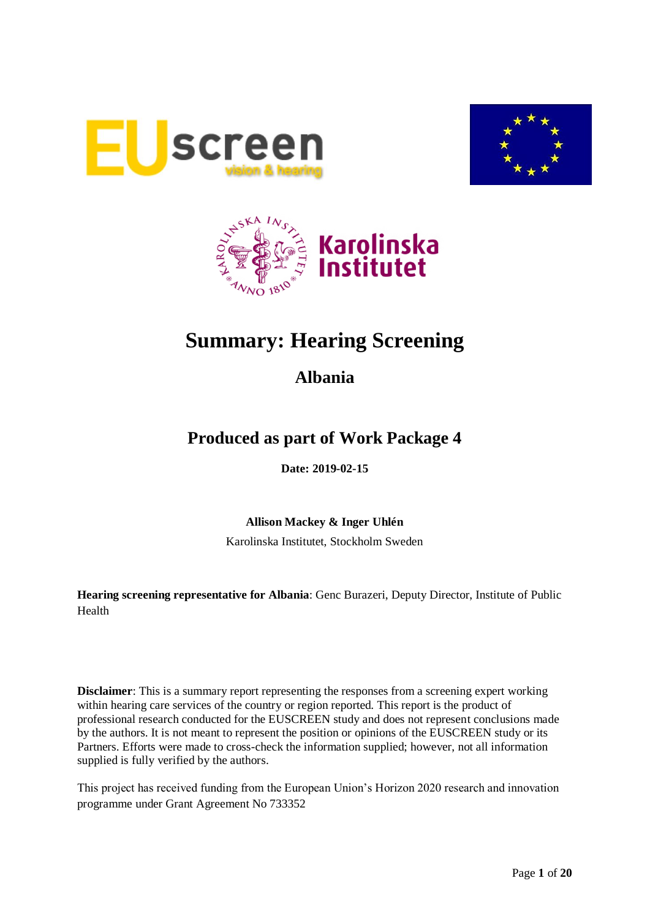# Summary: Hearing Screening

## Albania

## Produced as part of Work Package 4

**Date: 2019-02-15**

**Allison Mackey & Inger Uhlén**

Karolinska Institutet, Stockholm Sweden

**Hearing screening representative for Albania**: Genc Burazeri, Deputy Director, Institute of Public Health

**Disclaimer**: This is a summary report representing the responses from a screening expert working within hearing care services of the country or region reported. This report is the product of professional research conducted for the EUSCREEN study and does not represent conclusions made by the authors. It is not meant to represent the position or opinions of the EUSCREEN study or its Partners. Efforts were made to cross-check the information supplied; however, not all information supplied is fully verified by the authors.

This project has received funding from the European Union's Horizon 2020 research and innovation programme under Grant Agreement No 733352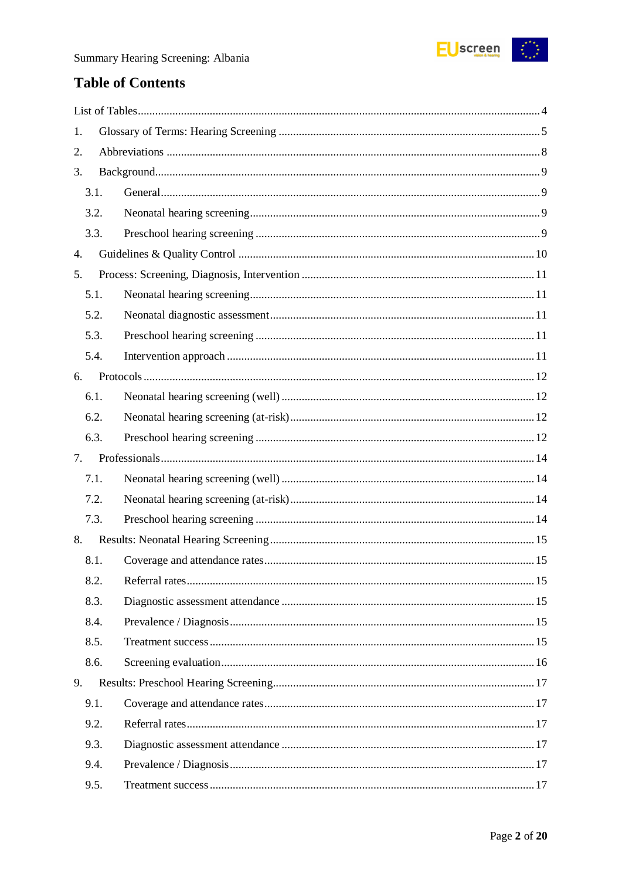## Table of Contents

List of Tables ..... 4

1. Glossary of Terms: Hearing Screening ..... 5
2. Abbreviations ..... 8
3. Background ..... 9
   - 3.1. General ..... 9
   - 3.2. Neonatal hearing screening ..... 9
   - 3.3. Preschool hearing screening ..... 9
4. Guidelines & Quality Control ..... 10
5. Process: Screening, Diagnosis, Intervention ..... 11
   - 5.1. Neonatal hearing screening ..... 11
   - 5.2. Neonatal diagnostic assessment ..... 11
   - 5.3. Preschool hearing screening ..... 11
   - 5.4. Intervention approach ..... 11
6. Protocols ..... 12
   - 6.1. Neonatal hearing screening (well) ..... 12
   - 6.2. Neonatal hearing screening (at-risk) ..... 12
   - 6.3. Preschool hearing screening ..... 12
7. Professionals ..... 14
   - 7.1. Neonatal hearing screening (well) ..... 14
   - 7.2. Neonatal hearing screening (at-risk) ..... 14
   - 7.3. Preschool hearing screening ..... 14
8. Results: Neonatal Hearing Screening ..... 15
   - 8.1. Coverage and attendance rates ..... 15
   - 8.2. Referral rates ..... 15
   - 8.3. Diagnostic assessment attendance ..... 15
   - 8.4. Prevalence / Diagnosis ..... 15
   - 8.5. Treatment success ..... 15
   - 8.6. Screening evaluation ..... 16
9. Results: Preschool Hearing Screening ..... 17
   - 9.1. Coverage and attendance rates ..... 17
   - 9.2. Referral rates ..... 17
   - 9.3. Diagnostic assessment attendance ..... 17
   - 9.4. Prevalence / Diagnosis ..... 17
   - 9.5. Treatment success ..... 17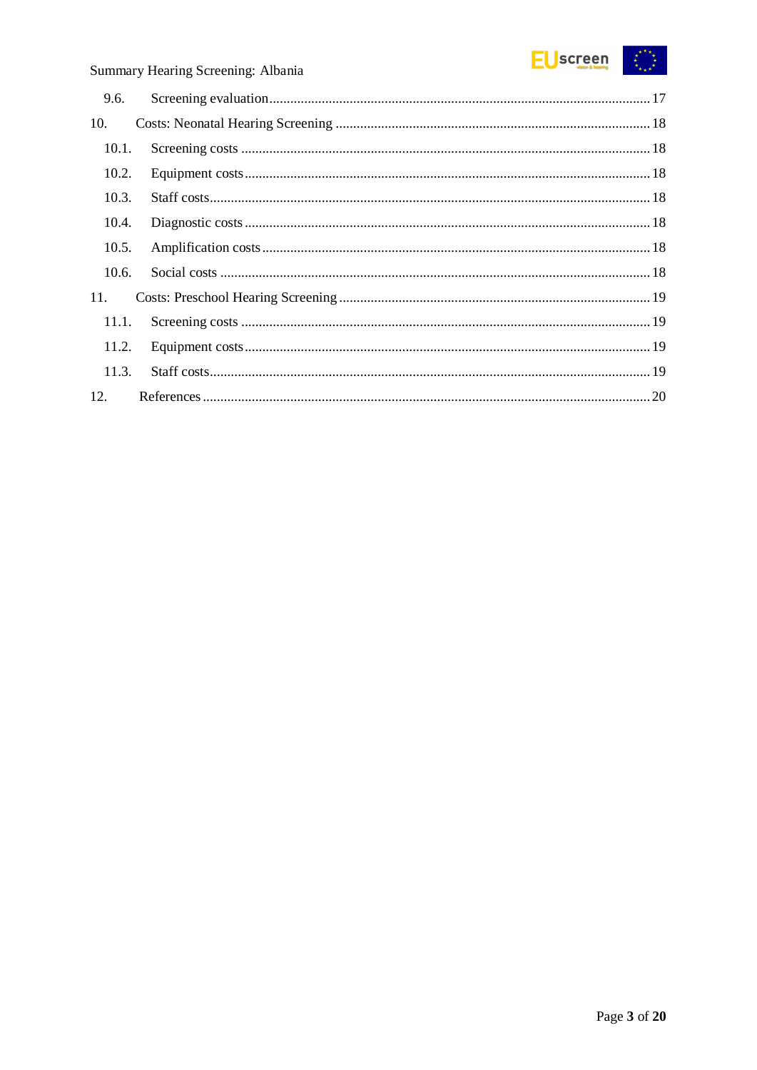9.6. Screening evaluation ........................................................................................................ 17

10. Costs: Neonatal Hearing Screening ........................................................................................ 18

10.1. Screening costs ................................................................................................................ 18

10.2. Equipment costs ............................................................................................................... 18

10.3. Staff costs ......................................................................................................................... 18

10.4. Diagnostic costs ............................................................................................................... 18

10.5. Amplification costs .......................................................................................................... 18

10.6. Social costs ...................................................................................................................... 18

11. Costs: Preschool Hearing Screening ....................................................................................... 19

11.1. Screening costs ................................................................................................................ 19

11.2. Equipment costs ............................................................................................................... 19

11.3. Staff costs ......................................................................................................................... 19

12. References ............................................................................................................................. 20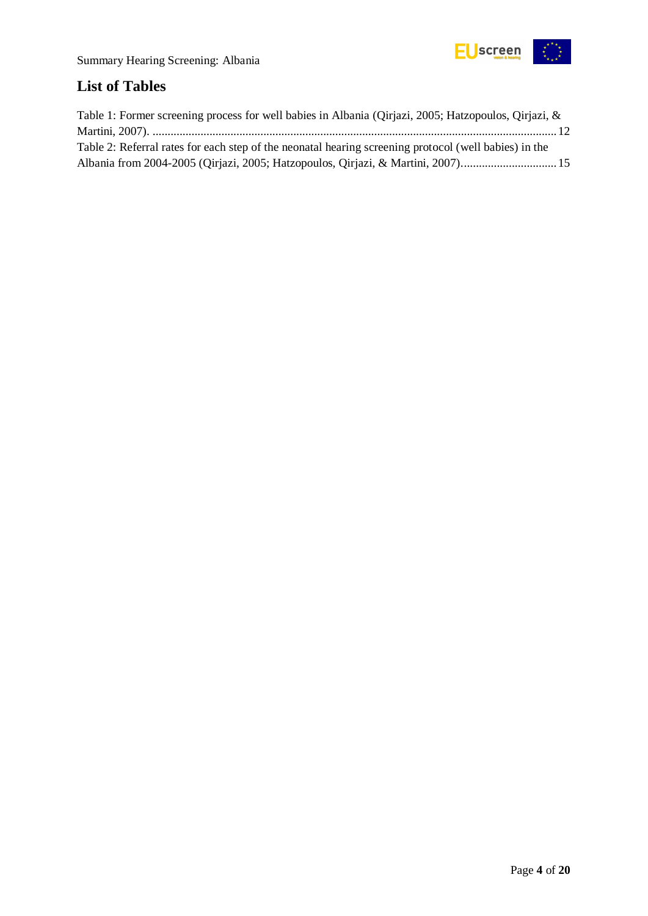## List of Tables

Table 1: Former screening process for well babies in Albania (Qirjazi, 2005; Hatzopoulos, Qirjazi, & Martini, 2007). ........................................................................................................................................ 12

Table 2: Referral rates for each step of the neonatal hearing screening protocol (well babies) in the Albania from 2004-2005 (Qirjazi, 2005; Hatzopoulos, Qirjazi, & Martini, 2007)................................ 15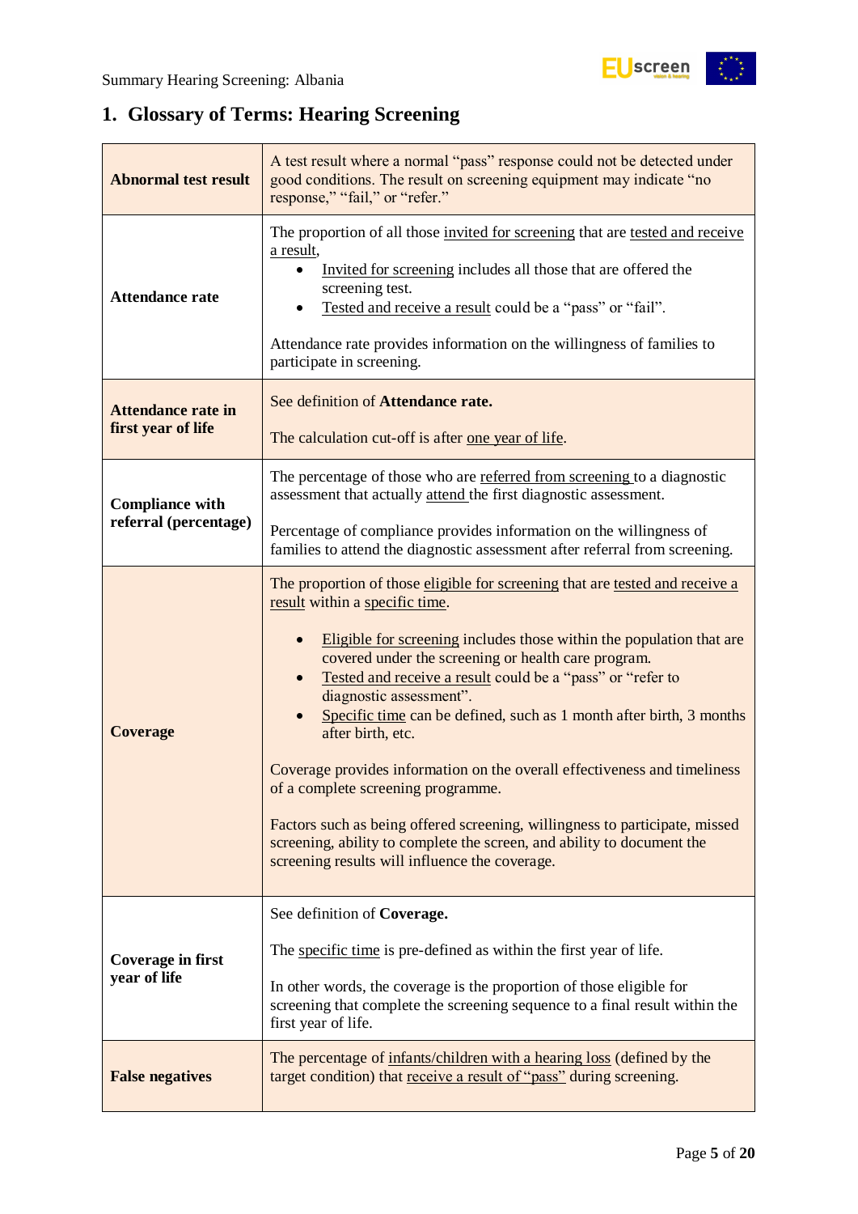## 1. Glossary of Terms: Hearing Screening

| | |
|---|---|
| **Abnormal test result** | A test result where a normal "pass" response could not be detected under good conditions. The result on screening equipment may indicate "no response," "fail," or "refer." |
| **Attendance rate** | The proportion of all those invited for screening that are tested and receive a result,<br>• Invited for screening includes all those that are offered the screening test.<br>• Tested and receive a result could be a "pass" or "fail".<br><br>Attendance rate provides information on the willingness of families to participate in screening. |
| **Attendance rate in first year of life** | See definition of **Attendance rate.**<br><br>The calculation cut-off is after one year of life. |
| **Compliance with referral (percentage)** | The percentage of those who are referred from screening to a diagnostic assessment that actually attend the first diagnostic assessment.<br><br>Percentage of compliance provides information on the willingness of families to attend the diagnostic assessment after referral from screening. |
| **Coverage** | The proportion of those eligible for screening that are tested and receive a result within a specific time.<br><br>• Eligible for screening includes those within the population that are covered under the screening or health care program.<br>• Tested and receive a result could be a "pass" or "refer to diagnostic assessment".<br>• Specific time can be defined, such as 1 month after birth, 3 months after birth, etc.<br><br>Coverage provides information on the overall effectiveness and timeliness of a complete screening programme.<br><br>Factors such as being offered screening, willingness to participate, missed screening, ability to complete the screen, and ability to document the screening results will influence the coverage. |
| **Coverage in first year of life** | See definition of **Coverage.**<br><br>The specific time is pre-defined as within the first year of life.<br><br>In other words, the coverage is the proportion of those eligible for screening that complete the screening sequence to a final result within the first year of life. |
| **False negatives** | The percentage of infants/children with a hearing loss (defined by the target condition) that receive a result of "pass" during screening. |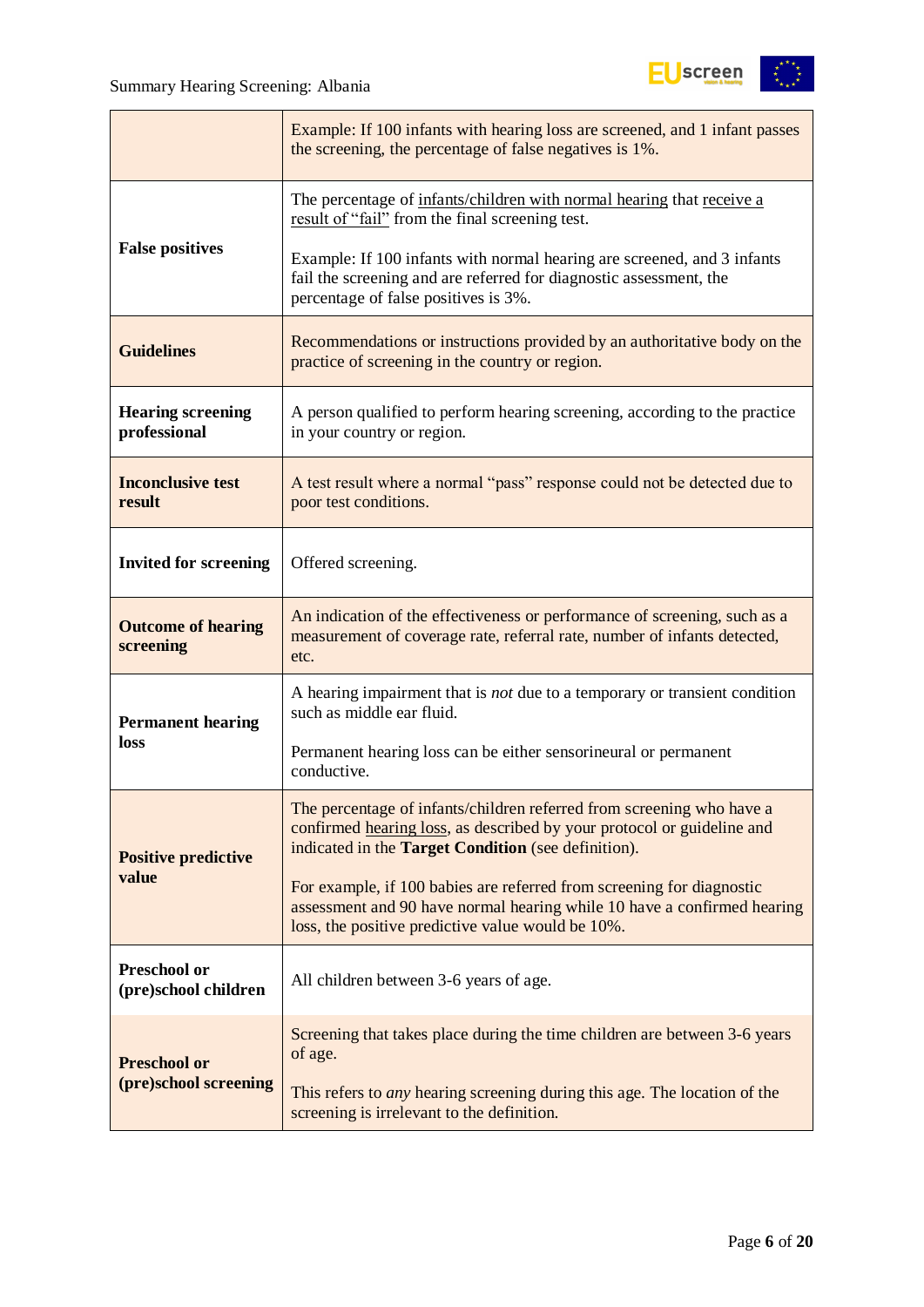| | |
|---|---|
| | Example: If 100 infants with hearing loss are screened, and 1 infant passes the screening, the percentage of false negatives is 1%. |
| **False positives** | The percentage of infants/children with normal hearing that receive a result of "fail" from the final screening test.<br><br>Example: If 100 infants with normal hearing are screened, and 3 infants fail the screening and are referred for diagnostic assessment, the percentage of false positives is 3%. |
| **Guidelines** | Recommendations or instructions provided by an authoritative body on the practice of screening in the country or region. |
| **Hearing screening professional** | A person qualified to perform hearing screening, according to the practice in your country or region. |
| **Inconclusive test result** | A test result where a normal "pass" response could not be detected due to poor test conditions. |
| **Invited for screening** | Offered screening. |
| **Outcome of hearing screening** | An indication of the effectiveness or performance of screening, such as a measurement of coverage rate, referral rate, number of infants detected, etc. |
| **Permanent hearing loss** | A hearing impairment that is *not* due to a temporary or transient condition such as middle ear fluid.<br><br>Permanent hearing loss can be either sensorineural or permanent conductive. |
| **Positive predictive value** | The percentage of infants/children referred from screening who have a confirmed hearing loss, as described by your protocol or guideline and indicated in the **Target Condition** (see definition).<br><br>For example, if 100 babies are referred from screening for diagnostic assessment and 90 have normal hearing while 10 have a confirmed hearing loss, the positive predictive value would be 10%. |
| **Preschool or (pre)school children** | All children between 3-6 years of age. |
| **Preschool or (pre)school screening** | Screening that takes place during the time children are between 3-6 years of age.<br><br>This refers to *any* hearing screening during this age. The location of the screening is irrelevant to the definition. |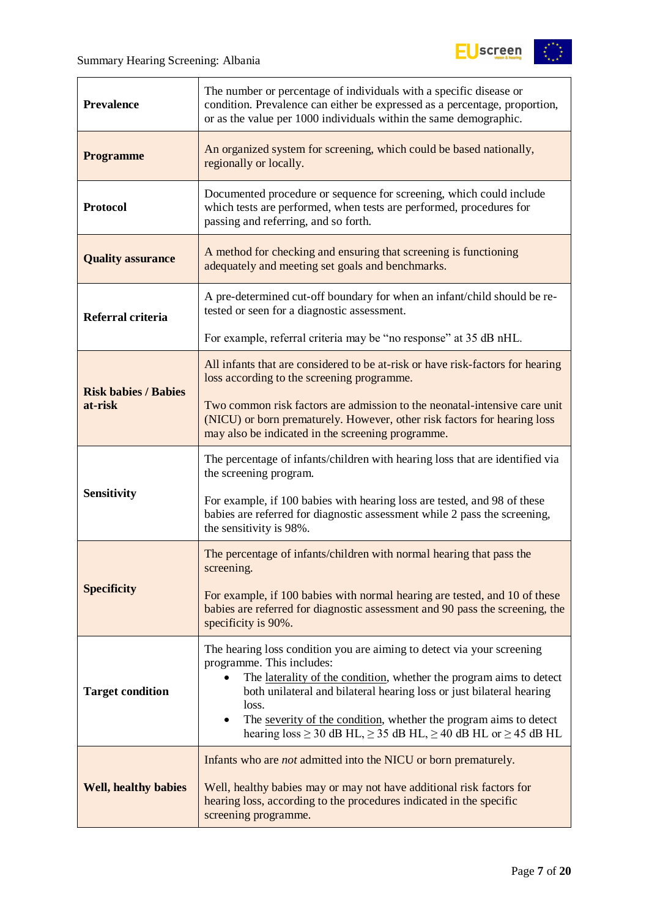| | |
|---|---|
| **Prevalence** | The number or percentage of individuals with a specific disease or condition. Prevalence can either be expressed as a percentage, proportion, or as the value per 1000 individuals within the same demographic. |
| **Programme** | An organized system for screening, which could be based nationally, regionally or locally. |
| **Protocol** | Documented procedure or sequence for screening, which could include which tests are performed, when tests are performed, procedures for passing and referring, and so forth. |
| **Quality assurance** | A method for checking and ensuring that screening is functioning adequately and meeting set goals and benchmarks. |
| **Referral criteria** | A pre-determined cut-off boundary for when an infant/child should be re-tested or seen for a diagnostic assessment.<br><br>For example, referral criteria may be "no response" at 35 dB nHL. |
| **Risk babies / Babies at-risk** | All infants that are considered to be at-risk or have risk-factors for hearing loss according to the screening programme.<br><br>Two common risk factors are admission to the neonatal-intensive care unit (NICU) or born prematurely. However, other risk factors for hearing loss may also be indicated in the screening programme. |
| **Sensitivity** | The percentage of infants/children with hearing loss that are identified via the screening program.<br><br>For example, if 100 babies with hearing loss are tested, and 98 of these babies are referred for diagnostic assessment while 2 pass the screening, the sensitivity is 98%. |
| **Specificity** | The percentage of infants/children with normal hearing that pass the screening.<br><br>For example, if 100 babies with normal hearing are tested, and 10 of these babies are referred for diagnostic assessment and 90 pass the screening, the specificity is 90%. |
| **Target condition** | The hearing loss condition you are aiming to detect via your screening programme. This includes:<br>• The laterality of the condition, whether the program aims to detect both unilateral and bilateral hearing loss or just bilateral hearing loss.<br>• The severity of the condition, whether the program aims to detect hearing loss ≥ 30 dB HL, ≥ 35 dB HL, ≥ 40 dB HL or ≥ 45 dB HL |
| **Well, healthy babies** | Infants who are *not* admitted into the NICU or born prematurely.<br><br>Well, healthy babies may or may not have additional risk factors for hearing loss, according to the procedures indicated in the specific screening programme. |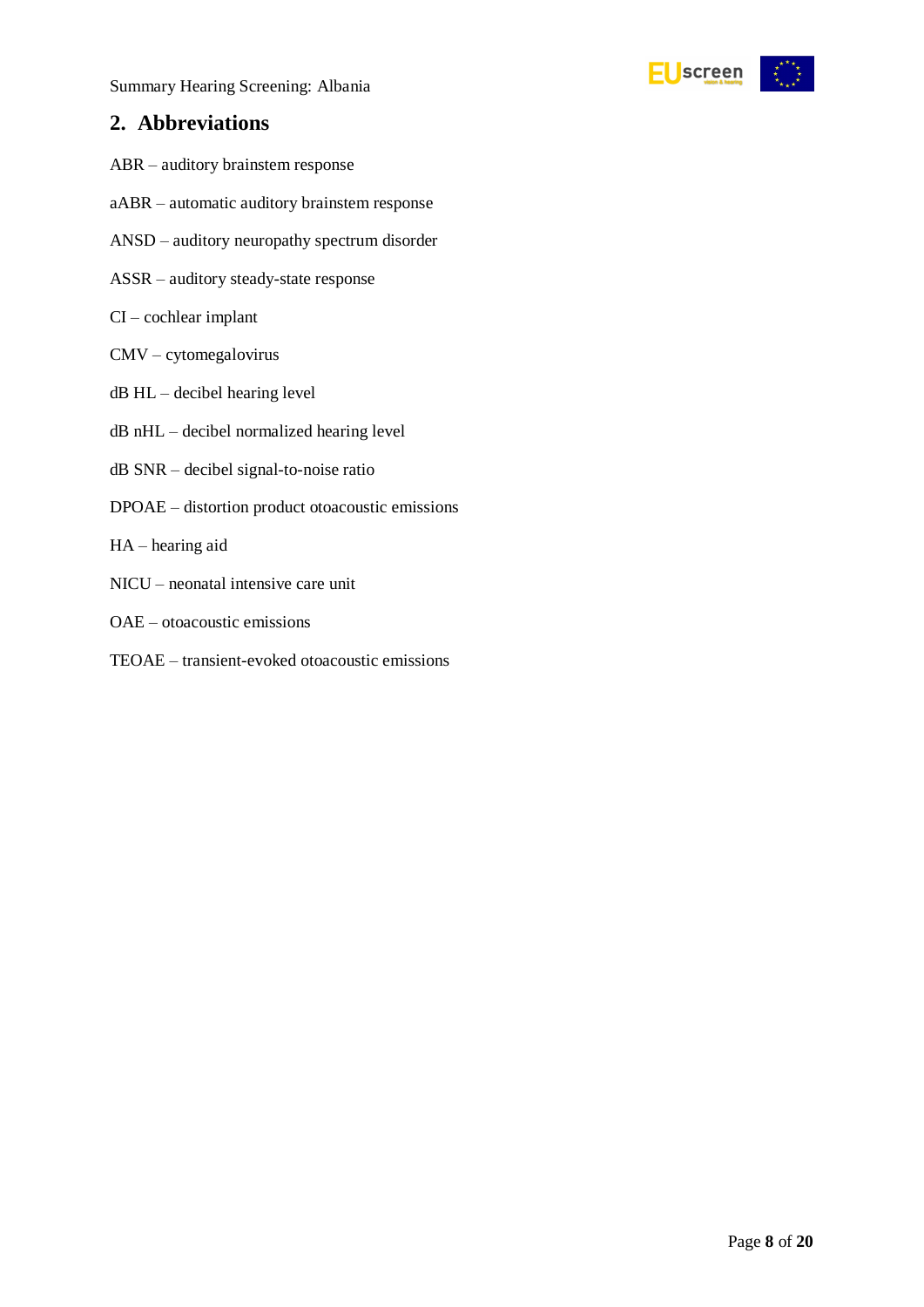## 2. Abbreviations

ABR – auditory brainstem response

aABR – automatic auditory brainstem response

ANSD – auditory neuropathy spectrum disorder

ASSR – auditory steady-state response

CI – cochlear implant

CMV – cytomegalovirus

dB HL – decibel hearing level

dB nHL – decibel normalized hearing level

dB SNR – decibel signal-to-noise ratio

DPOAE – distortion product otoacoustic emissions

HA – hearing aid

NICU – neonatal intensive care unit

OAE – otoacoustic emissions

TEOAE – transient-evoked otoacoustic emissions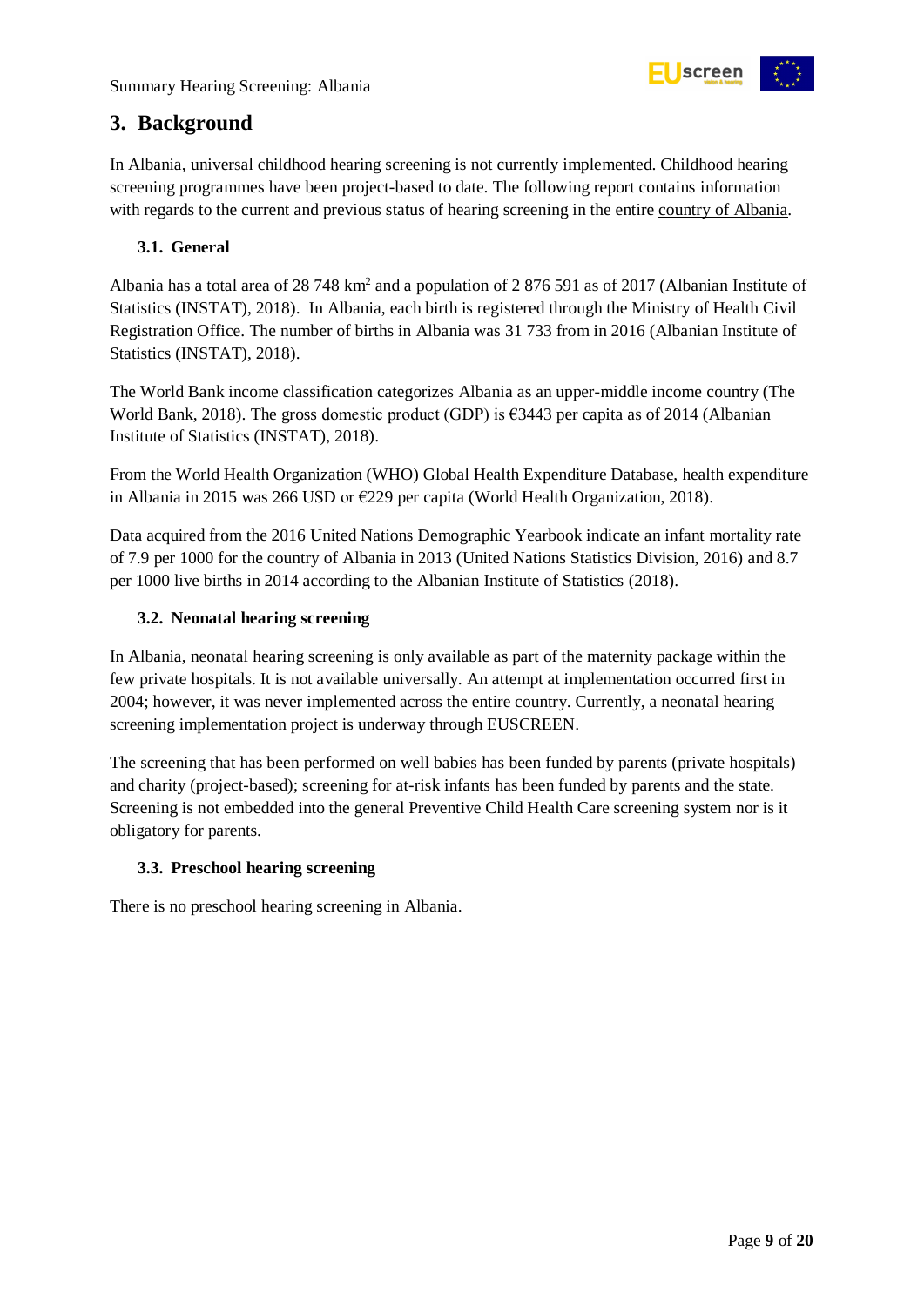# 3. Background

In Albania, universal childhood hearing screening is not currently implemented. Childhood hearing screening programmes have been project-based to date. The following report contains information with regards to the current and previous status of hearing screening in the entire country of Albania.

## 3.1. General

Albania has a total area of 28 748 km$^2$ and a population of 2 876 591 as of 2017 (Albanian Institute of Statistics (INSTAT), 2018). In Albania, each birth is registered through the Ministry of Health Civil Registration Office. The number of births in Albania was 31 733 from in 2016 (Albanian Institute of Statistics (INSTAT), 2018).

The World Bank income classification categorizes Albania as an upper-middle income country (The World Bank, 2018). The gross domestic product (GDP) is €3443 per capita as of 2014 (Albanian Institute of Statistics (INSTAT), 2018).

From the World Health Organization (WHO) Global Health Expenditure Database, health expenditure in Albania in 2015 was 266 USD or €229 per capita (World Health Organization, 2018).

Data acquired from the 2016 United Nations Demographic Yearbook indicate an infant mortality rate of 7.9 per 1000 for the country of Albania in 2013 (United Nations Statistics Division, 2016) and 8.7 per 1000 live births in 2014 according to the Albanian Institute of Statistics (2018).

## 3.2. Neonatal hearing screening

In Albania, neonatal hearing screening is only available as part of the maternity package within the few private hospitals. It is not available universally. An attempt at implementation occurred first in 2004; however, it was never implemented across the entire country. Currently, a neonatal hearing screening implementation project is underway through EUSCREEN.

The screening that has been performed on well babies has been funded by parents (private hospitals) and charity (project-based); screening for at-risk infants has been funded by parents and the state. Screening is not embedded into the general Preventive Child Health Care screening system nor is it obligatory for parents.

## 3.3. Preschool hearing screening

There is no preschool hearing screening in Albania.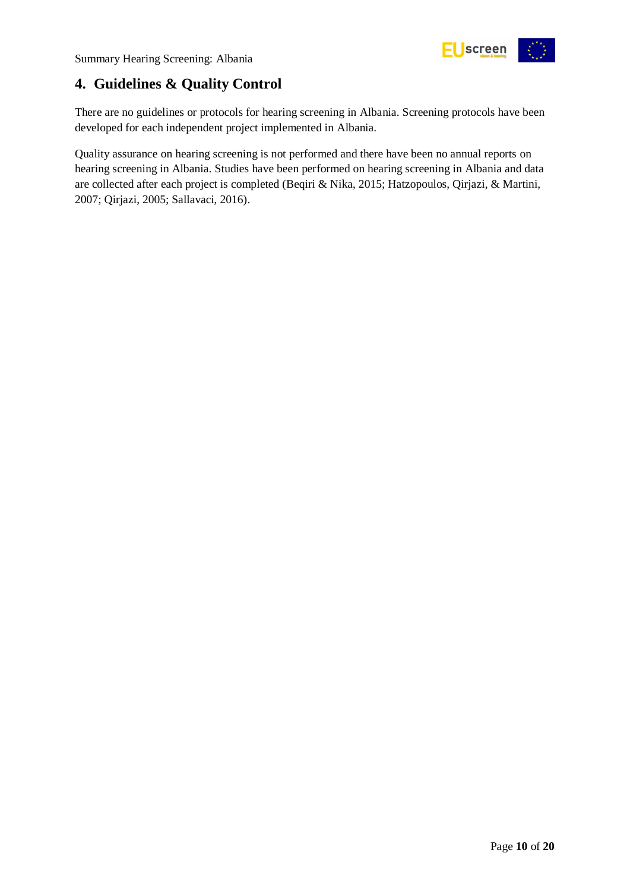## 4. Guidelines & Quality Control

There are no guidelines or protocols for hearing screening in Albania. Screening protocols have been developed for each independent project implemented in Albania.

Quality assurance on hearing screening is not performed and there have been no annual reports on hearing screening in Albania. Studies have been performed on hearing screening in Albania and data are collected after each project is completed (Beqiri & Nika, 2015; Hatzopoulos, Qirjazi, & Martini, 2007; Qirjazi, 2005; Sallavaci, 2016).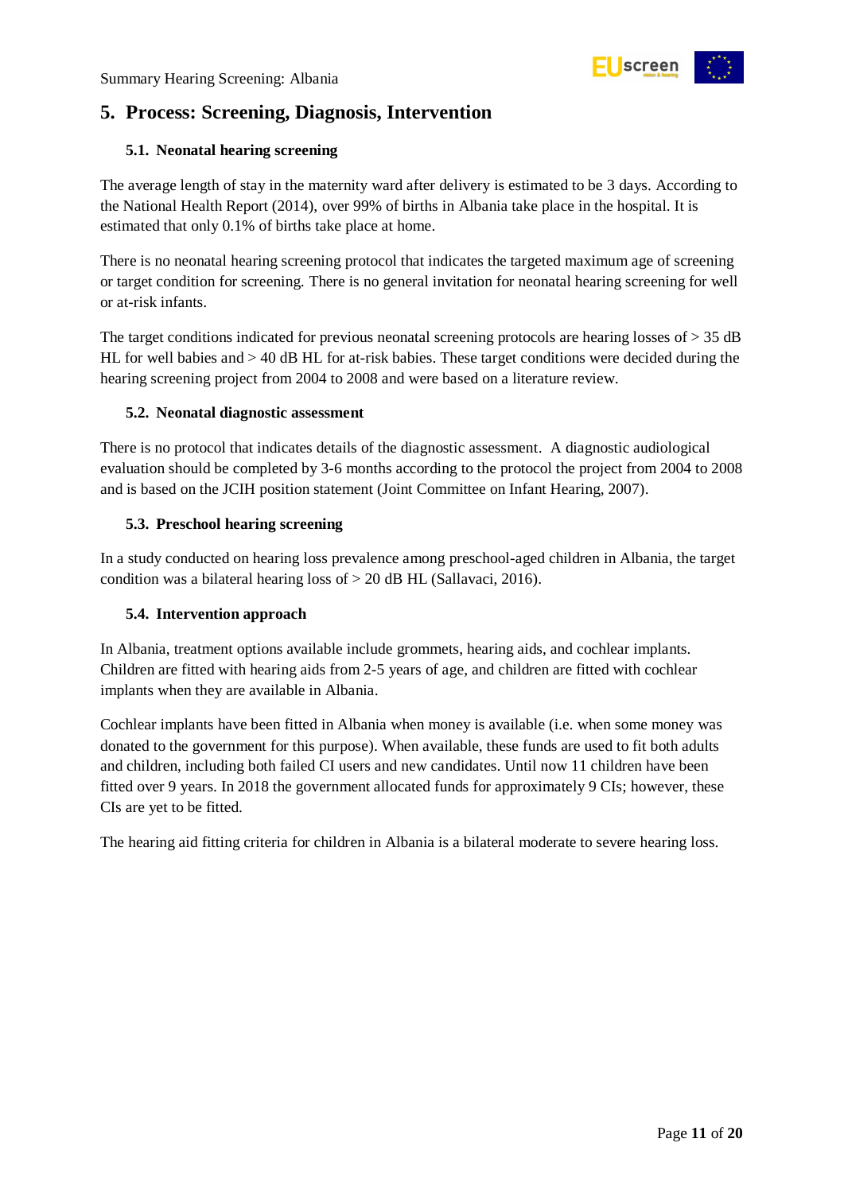## 5. Process: Screening, Diagnosis, Intervention

### 5.1. Neonatal hearing screening

The average length of stay in the maternity ward after delivery is estimated to be 3 days. According to the National Health Report (2014), over 99% of births in Albania take place in the hospital. It is estimated that only 0.1% of births take place at home.

There is no neonatal hearing screening protocol that indicates the targeted maximum age of screening or target condition for screening. There is no general invitation for neonatal hearing screening for well or at-risk infants.

The target conditions indicated for previous neonatal screening protocols are hearing losses of > 35 dB HL for well babies and > 40 dB HL for at-risk babies. These target conditions were decided during the hearing screening project from 2004 to 2008 and were based on a literature review.

### 5.2. Neonatal diagnostic assessment

There is no protocol that indicates details of the diagnostic assessment. A diagnostic audiological evaluation should be completed by 3-6 months according to the protocol the project from 2004 to 2008 and is based on the JCIH position statement (Joint Committee on Infant Hearing, 2007).

### 5.3. Preschool hearing screening

In a study conducted on hearing loss prevalence among preschool-aged children in Albania, the target condition was a bilateral hearing loss of > 20 dB HL (Sallavaci, 2016).

### 5.4. Intervention approach

In Albania, treatment options available include grommets, hearing aids, and cochlear implants. Children are fitted with hearing aids from 2-5 years of age, and children are fitted with cochlear implants when they are available in Albania.

Cochlear implants have been fitted in Albania when money is available (i.e. when some money was donated to the government for this purpose). When available, these funds are used to fit both adults and children, including both failed CI users and new candidates. Until now 11 children have been fitted over 9 years. In 2018 the government allocated funds for approximately 9 CIs; however, these CIs are yet to be fitted.

The hearing aid fitting criteria for children in Albania is a bilateral moderate to severe hearing loss.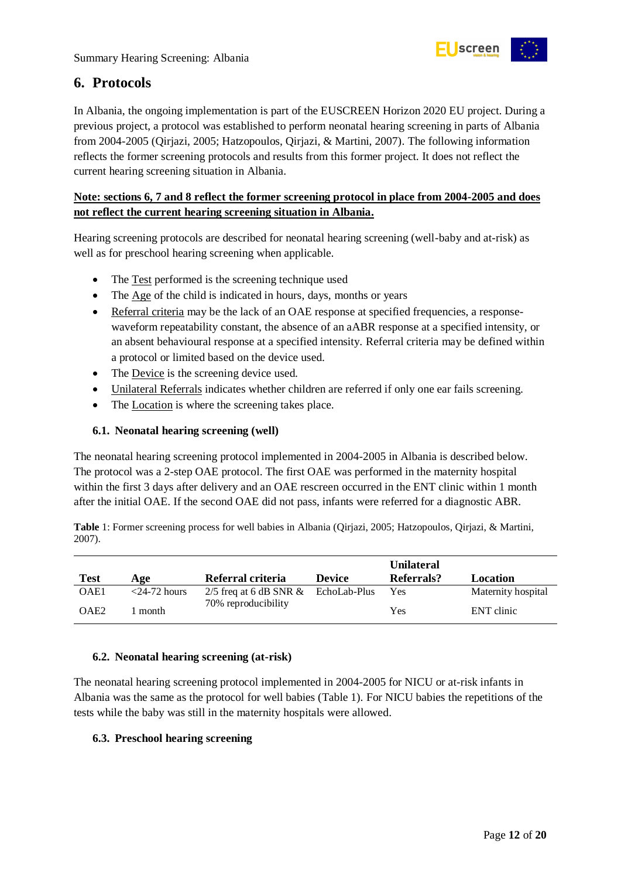## 6. Protocols

In Albania, the ongoing implementation is part of the EUSCREEN Horizon 2020 EU project. During a previous project, a protocol was established to perform neonatal hearing screening in parts of Albania from 2004-2005 (Qirjazi, 2005; Hatzopoulos, Qirjazi, & Martini, 2007). The following information reflects the former screening protocols and results from this former project. It does not reflect the current hearing screening situation in Albania.

**Note: sections 6, 7 and 8 reflect the former screening protocol in place from 2004-2005 and does not reflect the current hearing screening situation in Albania.**

Hearing screening protocols are described for neonatal hearing screening (well-baby and at-risk) as well as for preschool hearing screening when applicable.

- The Test performed is the screening technique used
- The Age of the child is indicated in hours, days, months or years
- Referral criteria may be the lack of an OAE response at specified frequencies, a response-waveform repeatability constant, the absence of an aABR response at a specified intensity, or an absent behavioural response at a specified intensity. Referral criteria may be defined within a protocol or limited based on the device used.
- The Device is the screening device used.
- Unilateral Referrals indicates whether children are referred if only one ear fails screening.
- The Location is where the screening takes place.

### 6.1. Neonatal hearing screening (well)

The neonatal hearing screening protocol implemented in 2004-2005 in Albania is described below. The protocol was a 2-step OAE protocol. The first OAE was performed in the maternity hospital within the first 3 days after delivery and an OAE rescreen occurred in the ENT clinic within 1 month after the initial OAE. If the second OAE did not pass, infants were referred for a diagnostic ABR.

**Table** 1: Former screening process for well babies in Albania (Qirjazi, 2005; Hatzopoulos, Qirjazi, & Martini, 2007).

| Test | Age | Referral criteria | Device | Unilateral Referrals? | Location |
|---|---|---|---|---|---|
| OAE1 | <24-72 hours | 2/5 freq at 6 dB SNR & 70% reproducibility | EchoLab-Plus | Yes | Maternity hospital |
| OAE2 | 1 month | | | Yes | ENT clinic |

### 6.2. Neonatal hearing screening (at-risk)

The neonatal hearing screening protocol implemented in 2004-2005 for NICU or at-risk infants in Albania was the same as the protocol for well babies (Table 1). For NICU babies the repetitions of the tests while the baby was still in the maternity hospitals were allowed.

### 6.3. Preschool hearing screening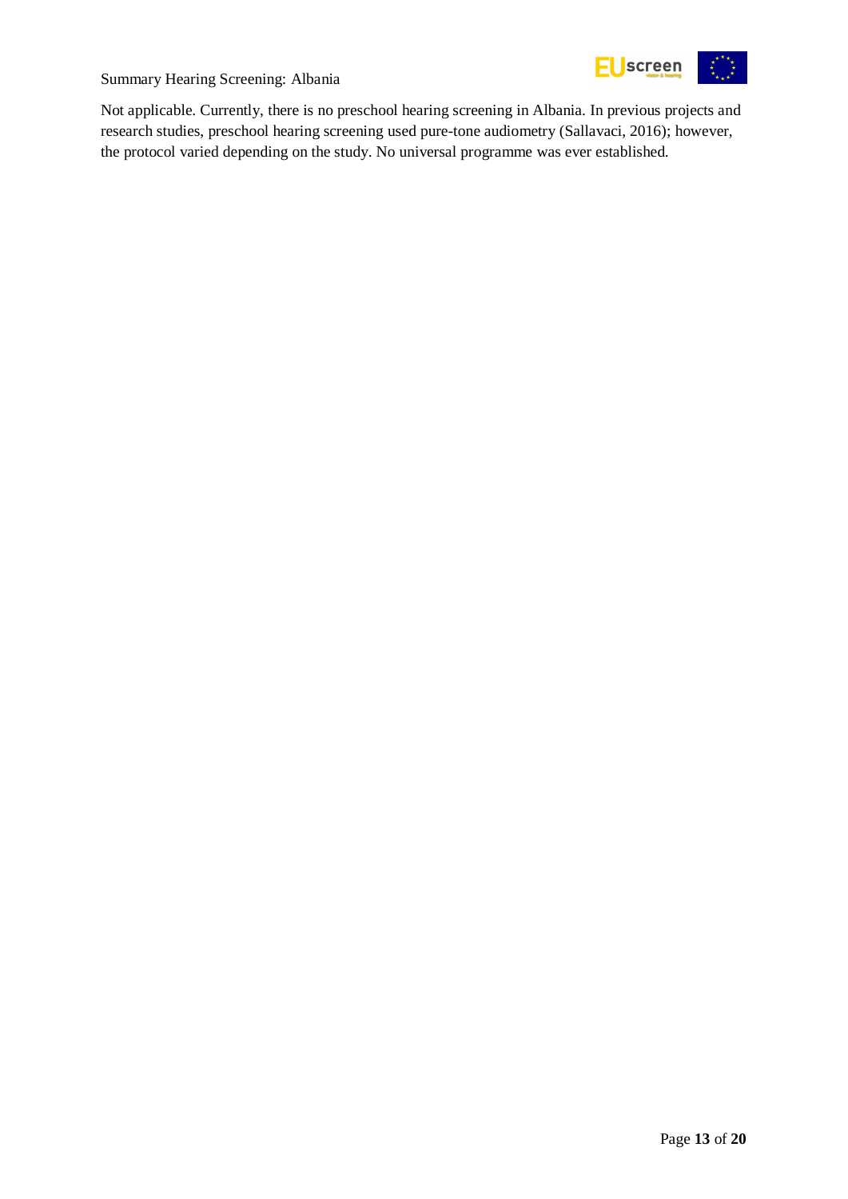Not applicable. Currently, there is no preschool hearing screening in Albania. In previous projects and research studies, preschool hearing screening used pure-tone audiometry (Sallavaci, 2016); however, the protocol varied depending on the study. No universal programme was ever established.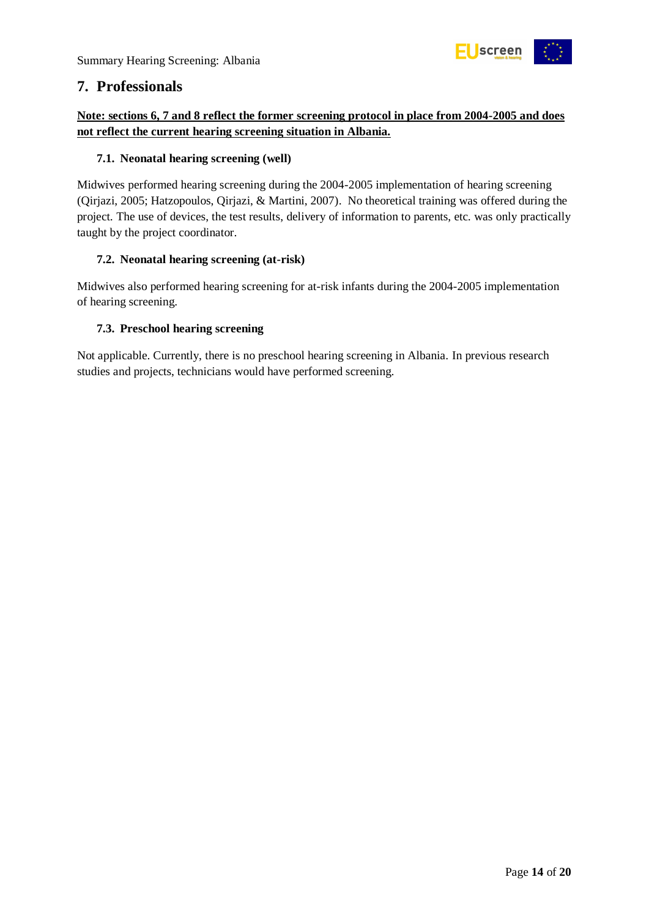## 7. Professionals

**Note: sections 6, 7 and 8 reflect the former screening protocol in place from 2004-2005 and does not reflect the current hearing screening situation in Albania.**

### 7.1. Neonatal hearing screening (well)

Midwives performed hearing screening during the 2004-2005 implementation of hearing screening (Qirjazi, 2005; Hatzopoulos, Qirjazi, & Martini, 2007). No theoretical training was offered during the project. The use of devices, the test results, delivery of information to parents, etc. was only practically taught by the project coordinator.

### 7.2. Neonatal hearing screening (at-risk)

Midwives also performed hearing screening for at-risk infants during the 2004-2005 implementation of hearing screening.

### 7.3. Preschool hearing screening

Not applicable. Currently, there is no preschool hearing screening in Albania. In previous research studies and projects, technicians would have performed screening.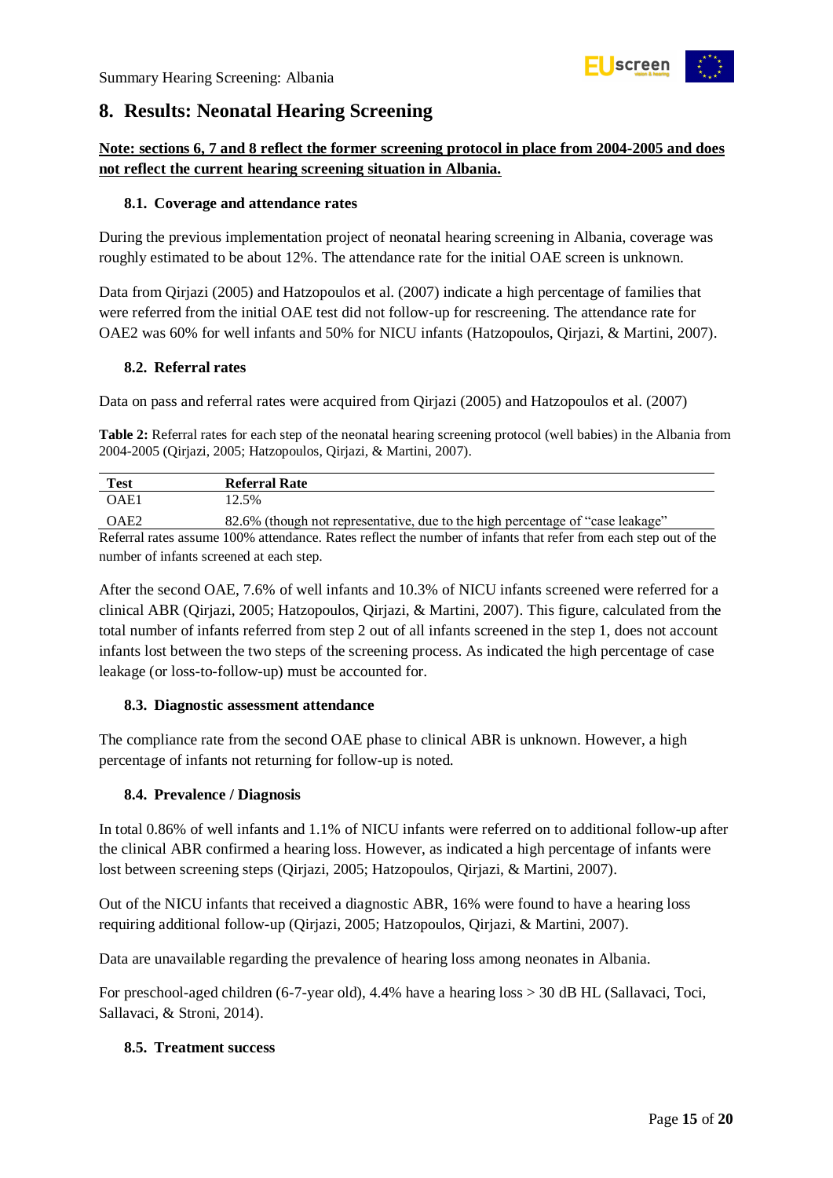# 8. Results: Neonatal Hearing Screening

**Note: sections 6, 7 and 8 reflect the former screening protocol in place from 2004-2005 and does not reflect the current hearing screening situation in Albania.**

## 8.1. Coverage and attendance rates

During the previous implementation project of neonatal hearing screening in Albania, coverage was roughly estimated to be about 12%. The attendance rate for the initial OAE screen is unknown.

Data from Qirjazi (2005) and Hatzopoulos et al. (2007) indicate a high percentage of families that were referred from the initial OAE test did not follow-up for rescreening. The attendance rate for OAE2 was 60% for well infants and 50% for NICU infants (Hatzopoulos, Qirjazi, & Martini, 2007).

## 8.2. Referral rates

Data on pass and referral rates were acquired from Qirjazi (2005) and Hatzopoulos et al. (2007)

**Table 2:** Referral rates for each step of the neonatal hearing screening protocol (well babies) in the Albania from 2004-2005 (Qirjazi, 2005; Hatzopoulos, Qirjazi, & Martini, 2007).

| Test | Referral Rate |
|---|---|
| OAE1 | 12.5% |
| OAE2 | 82.6% (though not representative, due to the high percentage of "case leakage" |

Referral rates assume 100% attendance. Rates reflect the number of infants that refer from each step out of the number of infants screened at each step.

After the second OAE, 7.6% of well infants and 10.3% of NICU infants screened were referred for a clinical ABR (Qirjazi, 2005; Hatzopoulos, Qirjazi, & Martini, 2007). This figure, calculated from the total number of infants referred from step 2 out of all infants screened in the step 1, does not account infants lost between the two steps of the screening process. As indicated the high percentage of case leakage (or loss-to-follow-up) must be accounted for.

## 8.3. Diagnostic assessment attendance

The compliance rate from the second OAE phase to clinical ABR is unknown. However, a high percentage of infants not returning for follow-up is noted.

## 8.4. Prevalence / Diagnosis

In total 0.86% of well infants and 1.1% of NICU infants were referred on to additional follow-up after the clinical ABR confirmed a hearing loss. However, as indicated a high percentage of infants were lost between screening steps (Qirjazi, 2005; Hatzopoulos, Qirjazi, & Martini, 2007).

Out of the NICU infants that received a diagnostic ABR, 16% were found to have a hearing loss requiring additional follow-up (Qirjazi, 2005; Hatzopoulos, Qirjazi, & Martini, 2007).

Data are unavailable regarding the prevalence of hearing loss among neonates in Albania.

For preschool-aged children (6-7-year old), 4.4% have a hearing loss > 30 dB HL (Sallavaci, Toci, Sallavaci, & Stroni, 2014).

## 8.5. Treatment success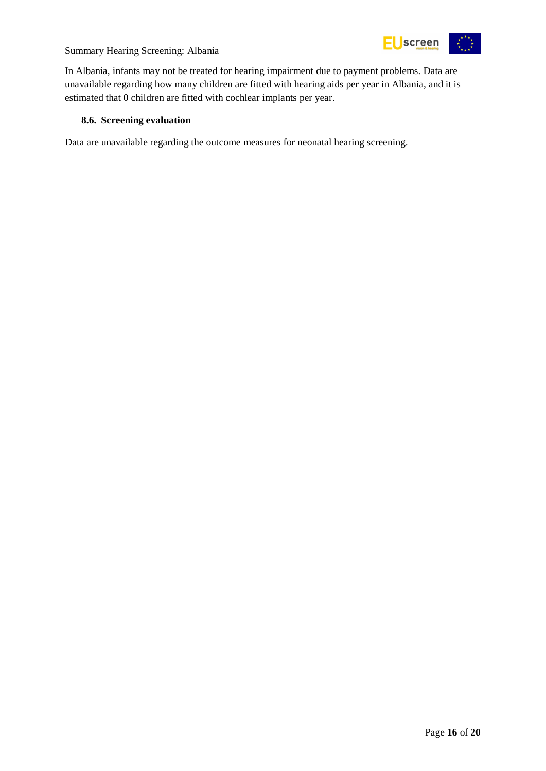In Albania, infants may not be treated for hearing impairment due to payment problems. Data are unavailable regarding how many children are fitted with hearing aids per year in Albania, and it is estimated that 0 children are fitted with cochlear implants per year.

### 8.6. Screening evaluation

Data are unavailable regarding the outcome measures for neonatal hearing screening.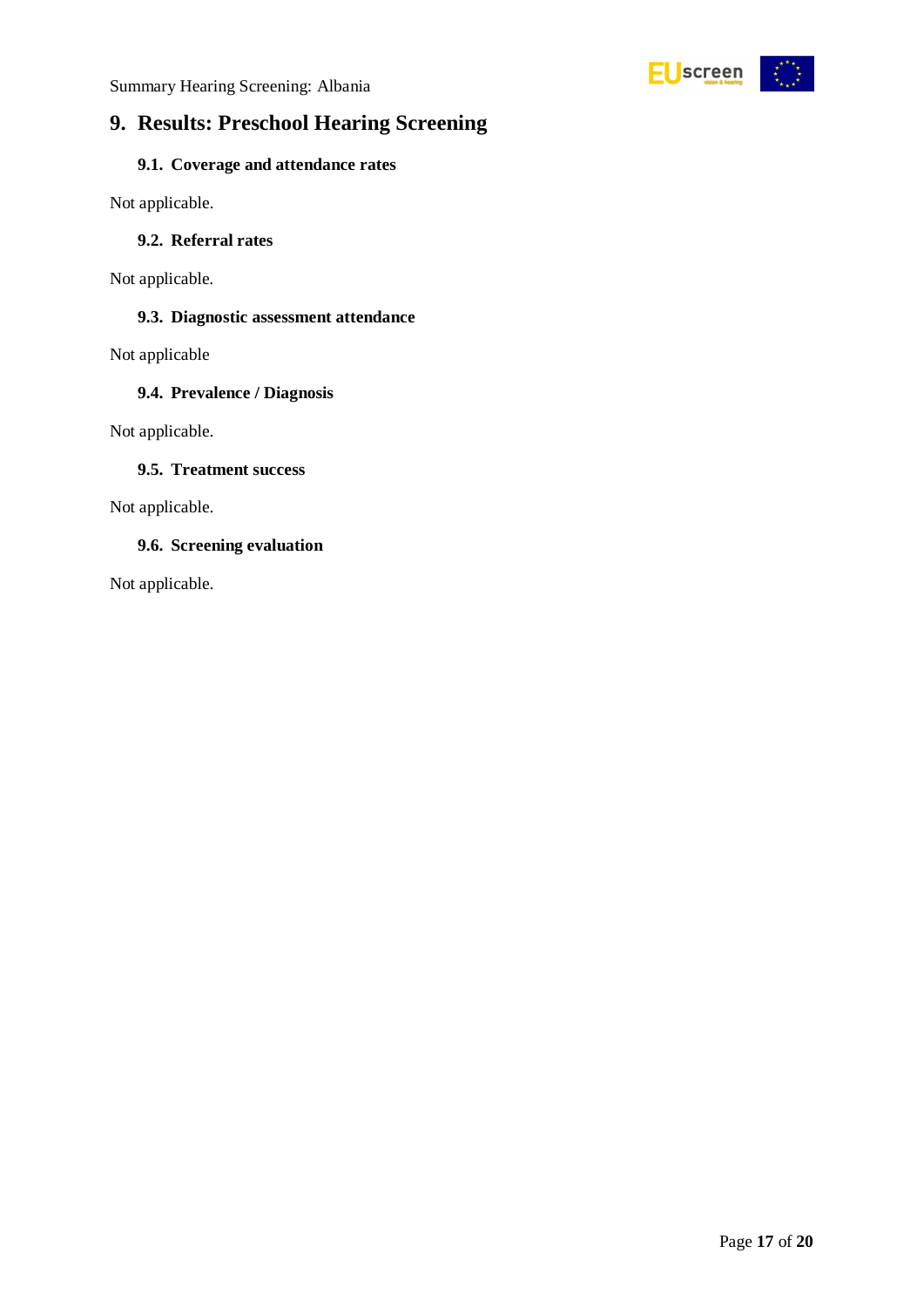# 9. Results: Preschool Hearing Screening

## 9.1. Coverage and attendance rates

Not applicable.

## 9.2. Referral rates

Not applicable.

## 9.3. Diagnostic assessment attendance

Not applicable

## 9.4. Prevalence / Diagnosis

Not applicable.

## 9.5. Treatment success

Not applicable.

## 9.6. Screening evaluation

Not applicable.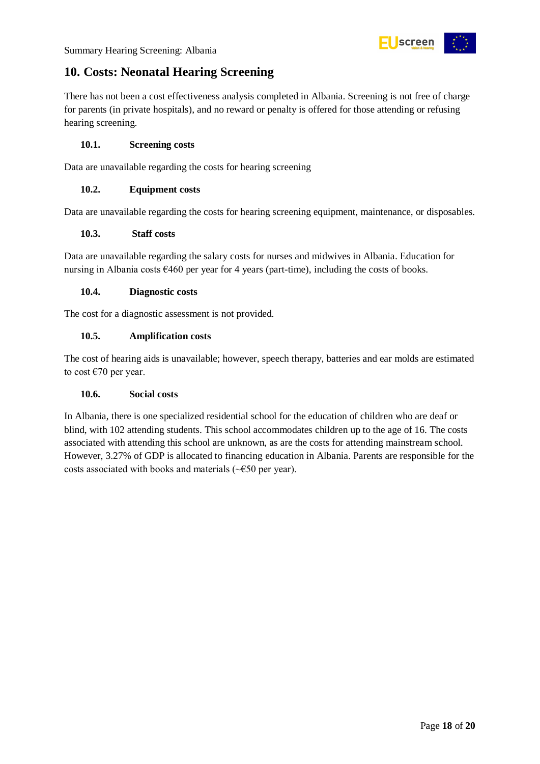## 10. Costs: Neonatal Hearing Screening

There has not been a cost effectiveness analysis completed in Albania. Screening is not free of charge for parents (in private hospitals), and no reward or penalty is offered for those attending or refusing hearing screening.

### 10.1. Screening costs

Data are unavailable regarding the costs for hearing screening

### 10.2. Equipment costs

Data are unavailable regarding the costs for hearing screening equipment, maintenance, or disposables.

### 10.3. Staff costs

Data are unavailable regarding the salary costs for nurses and midwives in Albania. Education for nursing in Albania costs €460 per year for 4 years (part-time), including the costs of books.

### 10.4. Diagnostic costs

The cost for a diagnostic assessment is not provided.

### 10.5. Amplification costs

The cost of hearing aids is unavailable; however, speech therapy, batteries and ear molds are estimated to cost €70 per year.

### 10.6. Social costs

In Albania, there is one specialized residential school for the education of children who are deaf or blind, with 102 attending students. This school accommodates children up to the age of 16. The costs associated with attending this school are unknown, as are the costs for attending mainstream school. However, 3.27% of GDP is allocated to financing education in Albania. Parents are responsible for the costs associated with books and materials (~€50 per year).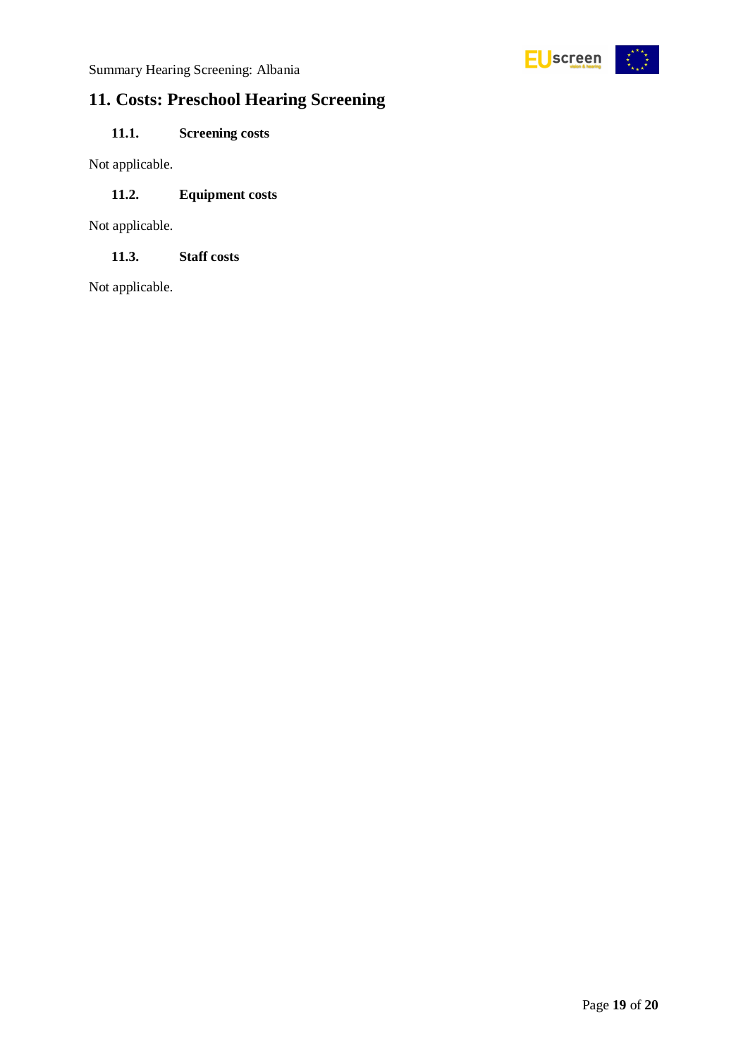## 11. Costs: Preschool Hearing Screening

### 11.1. Screening costs

Not applicable.

### 11.2. Equipment costs

Not applicable.

### 11.3. Staff costs

Not applicable.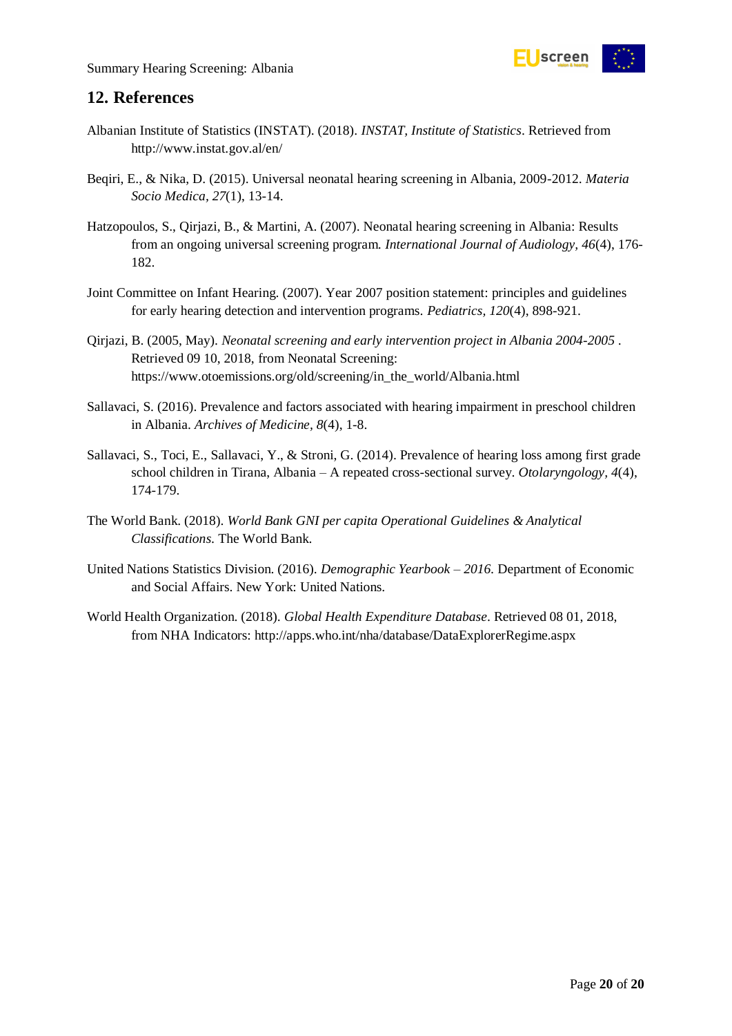## 12. References

Albanian Institute of Statistics (INSTAT). (2018). *INSTAT, Institute of Statistics*. Retrieved from http://www.instat.gov.al/en/

Beqiri, E., & Nika, D. (2015). Universal neonatal hearing screening in Albania, 2009-2012. *Materia Socio Medica, 27*(1), 13-14.

Hatzopoulos, S., Qirjazi, B., & Martini, A. (2007). Neonatal hearing screening in Albania: Results from an ongoing universal screening program. *International Journal of Audiology, 46*(4), 176-182.

Joint Committee on Infant Hearing. (2007). Year 2007 position statement: principles and guidelines for early hearing detection and intervention programs. *Pediatrics, 120*(4), 898-921.

Qirjazi, B. (2005, May). *Neonatal screening and early intervention project in Albania 2004-2005* . Retrieved 09 10, 2018, from Neonatal Screening: https://www.otoemissions.org/old/screening/in_the_world/Albania.html

Sallavaci, S. (2016). Prevalence and factors associated with hearing impairment in preschool children in Albania. *Archives of Medicine, 8*(4), 1-8.

Sallavaci, S., Toci, E., Sallavaci, Y., & Stroni, G. (2014). Prevalence of hearing loss among first grade school children in Tirana, Albania – A repeated cross-sectional survey. *Otolaryngology, 4*(4), 174-179.

The World Bank. (2018). *World Bank GNI per capita Operational Guidelines & Analytical Classifications.* The World Bank.

United Nations Statistics Division. (2016). *Demographic Yearbook – 2016.* Department of Economic and Social Affairs. New York: United Nations.

World Health Organization. (2018). *Global Health Expenditure Database*. Retrieved 08 01, 2018, from NHA Indicators: http://apps.who.int/nha/database/DataExplorerRegime.aspx